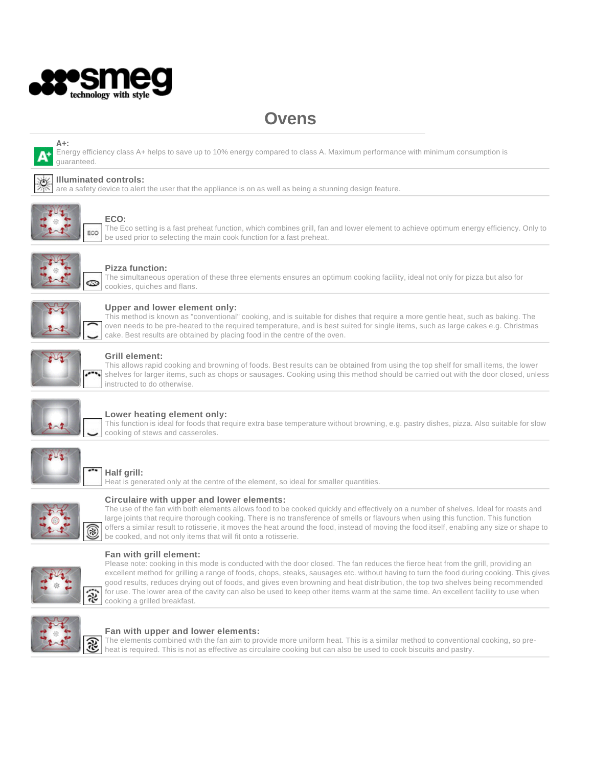smeg technology with style

# Ovens

**A+:**
Energy efficiency class A+ helps to save up to 10% energy compared to class A. Maximum performance with minimum consumption is guaranteed.

**Illuminated controls:**
are a safety device to alert the user that the appliance is on as well as being a stunning design feature.

**ECO:**
The Eco setting is a fast preheat function, which combines grill, fan and lower element to achieve optimum energy efficiency. Only to be used prior to selecting the main cook function for a fast preheat.

**Pizza function:**
The simultaneous operation of these three elements ensures an optimum cooking facility, ideal not only for pizza but also for cookies, quiches and flans.

**Upper and lower element only:**
This method is known as "conventional" cooking, and is suitable for dishes that require a more gentle heat, such as baking. The oven needs to be pre-heated to the required temperature, and is best suited for single items, such as large cakes e.g. Christmas cake. Best results are obtained by placing food in the centre of the oven.

**Grill element:**
This allows rapid cooking and browning of foods. Best results can be obtained from using the top shelf for small items, the lower shelves for larger items, such as chops or sausages. Cooking using this method should be carried out with the door closed, unless instructed to do otherwise.

**Lower heating element only:**
This function is ideal for foods that require extra base temperature without browning, e.g. pastry dishes, pizza. Also suitable for slow cooking of stews and casseroles.

**Half grill:**
Heat is generated only at the centre of the element, so ideal for smaller quantities.

**Circulaire with upper and lower elements:**
The use of the fan with both elements allows food to be cooked quickly and effectively on a number of shelves. Ideal for roasts and large joints that require thorough cooking. There is no transference of smells or flavours when using this function. This function offers a similar result to rotisserie, it moves the heat around the food, instead of moving the food itself, enabling any size or shape to be cooked, and not only items that will fit onto a rotisserie.

**Fan with grill element:**
Please note: cooking in this mode is conducted with the door closed. The fan reduces the fierce heat from the grill, providing an excellent method for grilling a range of foods, chops, steaks, sausages etc. without having to turn the food during cooking. This gives good results, reduces drying out of foods, and gives even browning and heat distribution, the top two shelves being recommended for use. The lower area of the cavity can also be used to keep other items warm at the same time. An excellent facility to use when cooking a grilled breakfast.

**Fan with upper and lower elements:**
The elements combined with the fan aim to provide more uniform heat. This is a similar method to conventional cooking, so pre-heat is required. This is not as effective as circulaire cooking but can also be used to cook biscuits and pastry.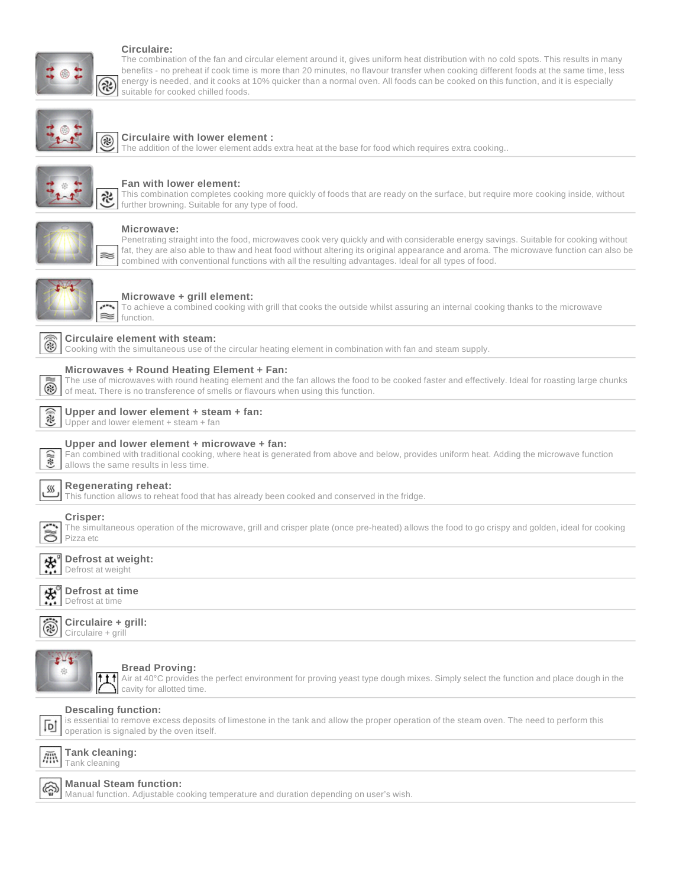**Circulaire:**
The combination of the fan and circular element around it, gives uniform heat distribution with no cold spots. This results in many benefits - no preheat if cook time is more than 20 minutes, no flavour transfer when cooking different foods at the same time, less energy is needed, and it cooks at 10% quicker than a normal oven. All foods can be cooked on this function, and it is especially suitable for cooked chilled foods.

**Circulaire with lower element :**
The addition of the lower element adds extra heat at the base for food which requires extra cooking..

**Fan with lower element:**
This combination completes cooking more quickly of foods that are ready on the surface, but require more cooking inside, without further browning. Suitable for any type of food.

**Microwave:**
Penetrating straight into the food, microwaves cook very quickly and with considerable energy savings. Suitable for cooking without fat, they are also able to thaw and heat food without altering its original appearance and aroma. The microwave function can also be combined with conventional functions with all the resulting advantages. Ideal for all types of food.

**Microwave + grill element:**
To achieve a combined cooking with grill that cooks the outside whilst assuring an internal cooking thanks to the microwave function.

**Circulaire element with steam:**
Cooking with the simultaneous use of the circular heating element in combination with fan and steam supply.

**Microwaves + Round Heating Element + Fan:**
The use of microwaves with round heating element and the fan allows the food to be cooked faster and effectively. Ideal for roasting large chunks of meat. There is no transference of smells or flavours when using this function.

**Upper and lower element + steam + fan:**
Upper and lower element + steam + fan

**Upper and lower element + microwave + fan:**
Fan combined with traditional cooking, where heat is generated from above and below, provides uniform heat. Adding the microwave function allows the same results in less time.

**Regenerating reheat:**
This function allows to reheat food that has already been cooked and conserved in the fridge.

**Crisper:**
The simultaneous operation of the microwave, grill and crisper plate (once pre-heated) allows the food to go crispy and golden, ideal for cooking Pizza etc

**Defrost at weight:**
Defrost at weight

**Defrost at time**
Defrost at time

**Circulaire + grill:**
Circulaire + grill

**Bread Proving:**
Air at 40°C provides the perfect environment for proving yeast type dough mixes. Simply select the function and place dough in the cavity for allotted time.

**Descaling function:**
is essential to remove excess deposits of limestone in the tank and allow the proper operation of the steam oven. The need to perform this operation is signaled by the oven itself.

**Tank cleaning:**
Tank cleaning

**Manual Steam function:**
Manual function. Adjustable cooking temperature and duration depending on user's wish.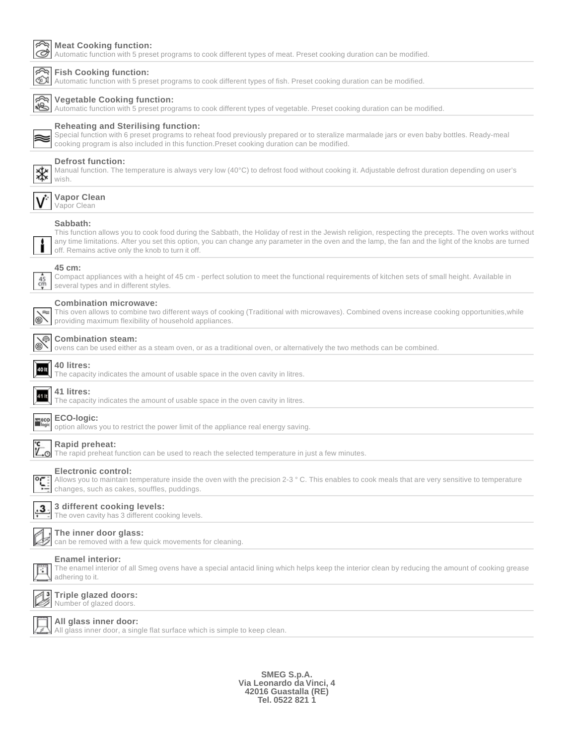**Meat Cooking function:**
Automatic function with 5 preset programs to cook different types of meat. Preset cooking duration can be modified.

**Fish Cooking function:**
Automatic function with 5 preset programs to cook different types of fish. Preset cooking duration can be modified.

**Vegetable Cooking function:**
Automatic function with 5 preset programs to cook different types of vegetable. Preset cooking duration can be modified.

**Reheating and Sterilising function:**
Special function with 6 preset programs to reheat food previously prepared or to steralize marmalade jars or even baby bottles. Ready-meal cooking program is also included in this function.Preset cooking duration can be modified.

**Defrost function:**
Manual function. The temperature is always very low (40°C) to defrost food without cooking it. Adjustable defrost duration depending on user's wish.

**Vapor Clean**
Vapor Clean

**Sabbath:**
This function allows you to cook food during the Sabbath, the Holiday of rest in the Jewish religion, respecting the precepts. The oven works without any time limitations. After you set this option, you can change any parameter in the oven and the lamp, the fan and the light of the knobs are turned off. Remains active only the knob to turn it off.

**45 cm:**
Compact appliances with a height of 45 cm - perfect solution to meet the functional requirements of kitchen sets of small height. Available in several types and in different styles.

**Combination microwave:**
This oven allows to combine two different ways of cooking (Traditional with microwaves). Combined ovens increase cooking opportunities,while providing maximum flexibility of household appliances.

**Combination steam:**
ovens can be used either as a steam oven, or as a traditional oven, or alternatively the two methods can be combined.

**40 litres:**
The capacity indicates the amount of usable space in the oven cavity in litres.

**41 litres:**
The capacity indicates the amount of usable space in the oven cavity in litres.

**ECO-logic:**
option allows you to restrict the power limit of the appliance real energy saving.

**Rapid preheat:**
The rapid preheat function can be used to reach the selected temperature in just a few minutes.

**Electronic control:**
Allows you to maintain temperature inside the oven with the precision 2-3 ° C. This enables to cook meals that are very sensitive to temperature changes, such as cakes, souffles, puddings.

**3 different cooking levels:**
The oven cavity has 3 different cooking levels.

**The inner door glass:**
can be removed with a few quick movements for cleaning.

**Enamel interior:**
The enamel interior of all Smeg ovens have a special antacid lining which helps keep the interior clean by reducing the amount of cooking grease adhering to it.

**Triple glazed doors:**
Number of glazed doors.

**All glass inner door:**
All glass inner door, a single flat surface which is simple to keep clean.

**SMEG S.p.A.**
**Via Leonardo da Vinci, 4**
**42016 Guastalla (RE)**
**Tel. 0522 821 1**